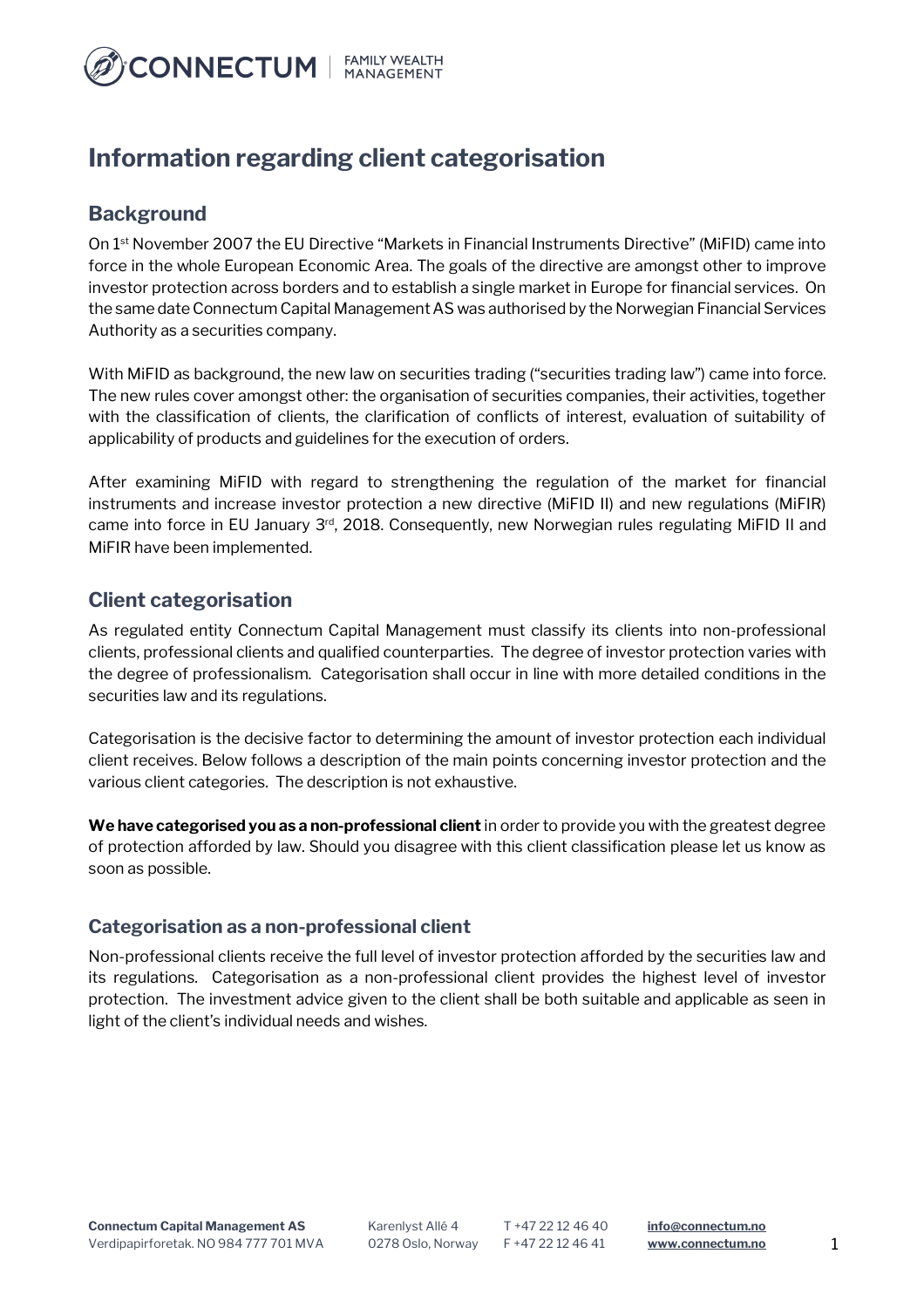# Information regarding client categorisation

## Background

On 1st November 2007 the EU Directive "Markets in Financial Instruments Directive" (MiFID) came into force in the whole European Economic Area. The goals of the directive are amongst other to improve investor protection across borders and to establish a single market in Europe for financial services. On the same date Connectum Capital Management AS was authorised by the Norwegian Financial Services Authority as a securities company.

With MiFID as background, the new law on securities trading ("securities trading law") came into force. The new rules cover amongst other: the organisation of securities companies, their activities, together with the classification of clients, the clarification of conflicts of interest, evaluation of suitability of applicability of products and guidelines for the execution of orders.

After examining MiFID with regard to strengthening the regulation of the market for financial instruments and increase investor protection a new directive (MiFID II) and new regulations (MiFIR) came into force in EU January 3rd, 2018. Consequently, new Norwegian rules regulating MiFID II and MiFIR have been implemented.

## Client categorisation

As regulated entity Connectum Capital Management must classify its clients into non-professional clients, professional clients and qualified counterparties. The degree of investor protection varies with the degree of professionalism. Categorisation shall occur in line with more detailed conditions in the securities law and its regulations.

Categorisation is the decisive factor to determining the amount of investor protection each individual client receives. Below follows a description of the main points concerning investor protection and the various client categories. The description is not exhaustive.

**We have categorised you as a non-professional client** in order to provide you with the greatest degree of protection afforded by law. Should you disagree with this client classification please let us know as soon as possible.

### Categorisation as a non-professional client

Non-professional clients receive the full level of investor protection afforded by the securities law and its regulations. Categorisation as a non-professional client provides the highest level of investor protection. The investment advice given to the client shall be both suitable and applicable as seen in light of the client's individual needs and wishes.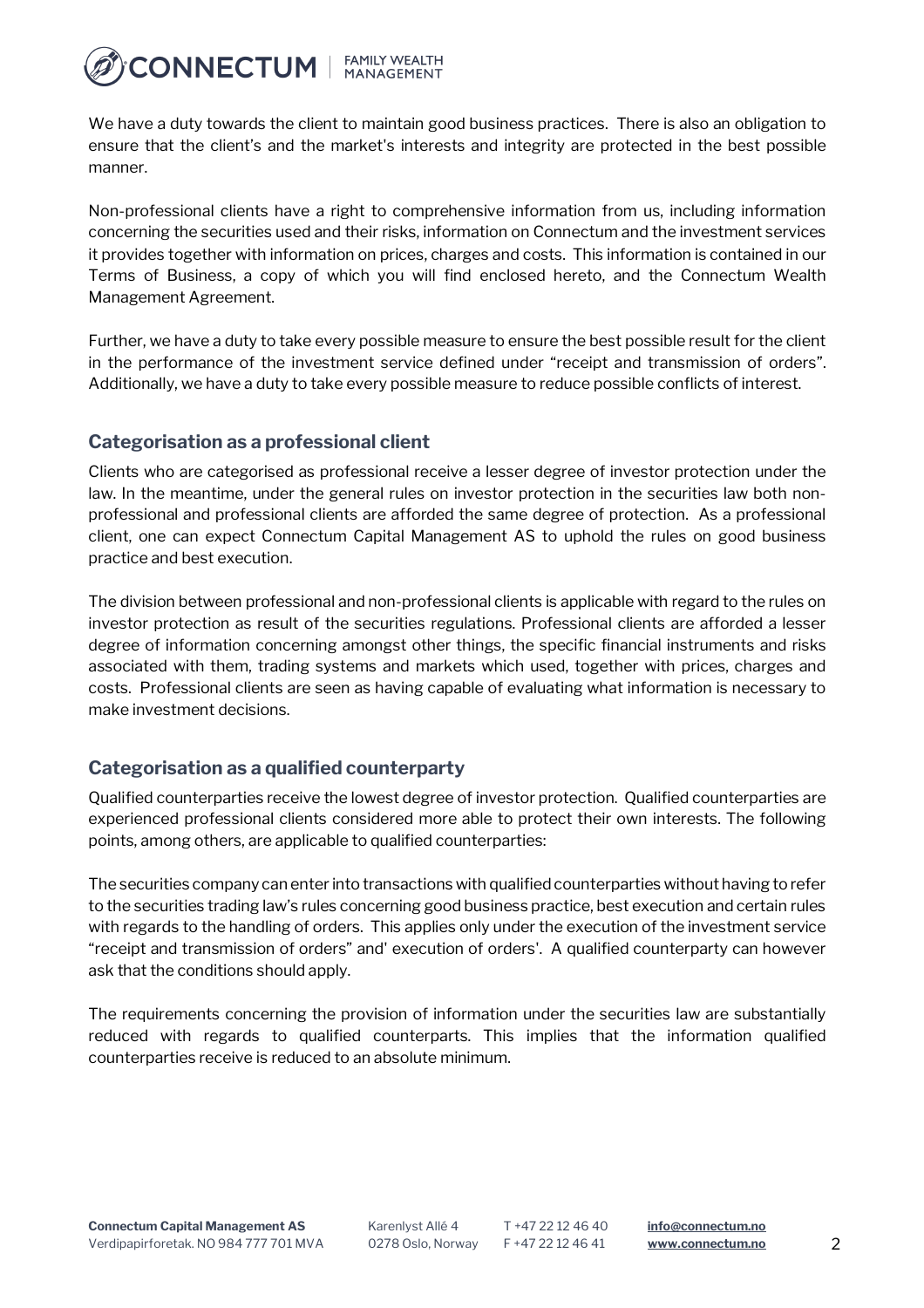We have a duty towards the client to maintain good business practices. There is also an obligation to ensure that the client's and the market's interests and integrity are protected in the best possible manner.

Non-professional clients have a right to comprehensive information from us, including information concerning the securities used and their risks, information on Connectum and the investment services it provides together with information on prices, charges and costs. This information is contained in our Terms of Business, a copy of which you will find enclosed hereto, and the Connectum Wealth Management Agreement.

Further, we have a duty to take every possible measure to ensure the best possible result for the client in the performance of the investment service defined under "receipt and transmission of orders". Additionally, we have a duty to take every possible measure to reduce possible conflicts of interest.

## Categorisation as a professional client

Clients who are categorised as professional receive a lesser degree of investor protection under the law. In the meantime, under the general rules on investor protection in the securities law both non-professional and professional clients are afforded the same degree of protection. As a professional client, one can expect Connectum Capital Management AS to uphold the rules on good business practice and best execution.

The division between professional and non-professional clients is applicable with regard to the rules on investor protection as result of the securities regulations. Professional clients are afforded a lesser degree of information concerning amongst other things, the specific financial instruments and risks associated with them, trading systems and markets which used, together with prices, charges and costs. Professional clients are seen as having capable of evaluating what information is necessary to make investment decisions.

## Categorisation as a qualified counterparty

Qualified counterparties receive the lowest degree of investor protection. Qualified counterparties are experienced professional clients considered more able to protect their own interests. The following points, among others, are applicable to qualified counterparties:

The securities company can enter into transactions with qualified counterparties without having to refer to the securities trading law's rules concerning good business practice, best execution and certain rules with regards to the handling of orders. This applies only under the execution of the investment service "receipt and transmission of orders" and' execution of orders'. A qualified counterparty can however ask that the conditions should apply.

The requirements concerning the provision of information under the securities law are substantially reduced with regards to qualified counterparts. This implies that the information qualified counterparties receive is reduced to an absolute minimum.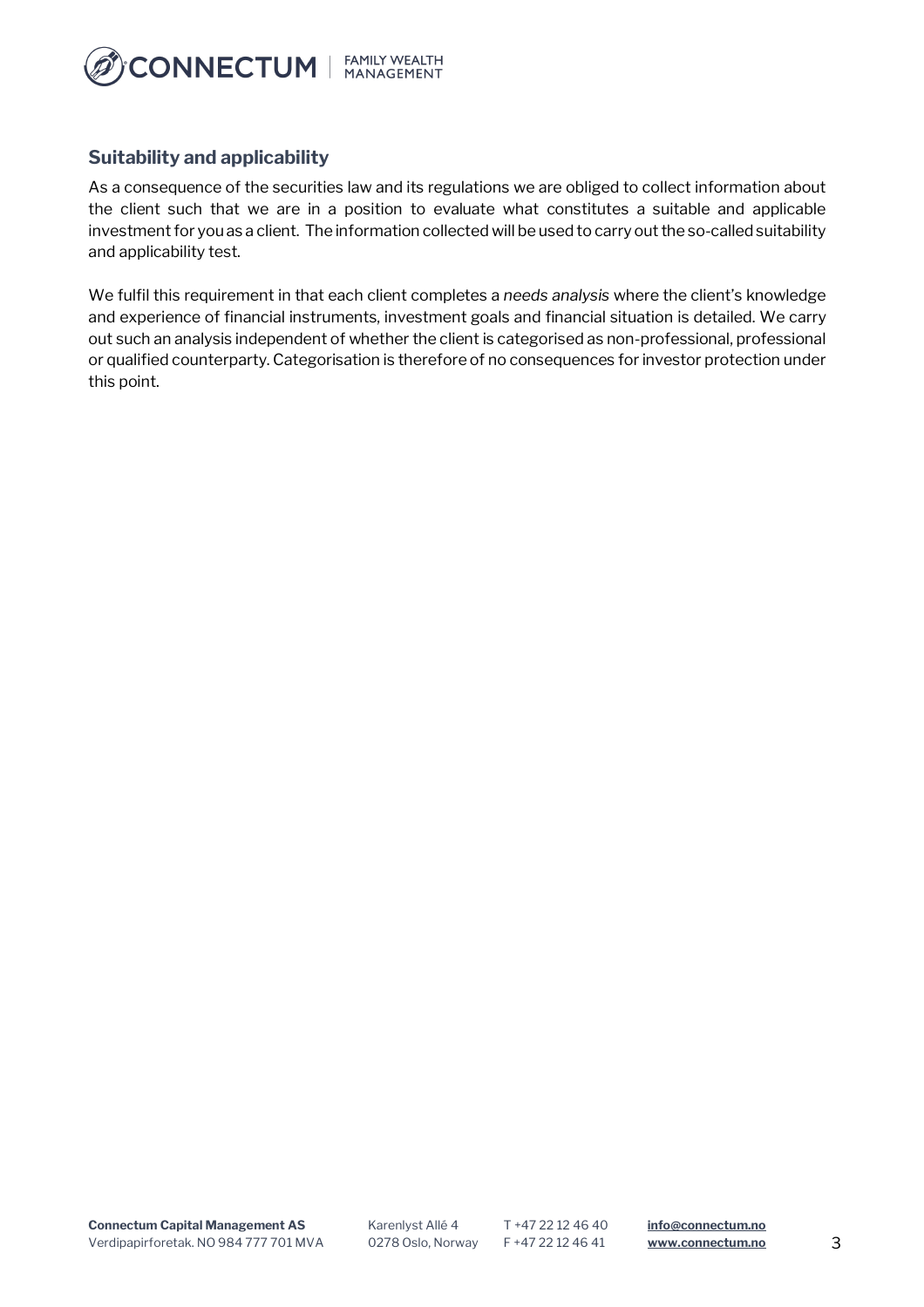## Suitability and applicability

As a consequence of the securities law and its regulations we are obliged to collect information about the client such that we are in a position to evaluate what constitutes a suitable and applicable investment for you as a client. The information collected will be used to carry out the so-called suitability and applicability test.

We fulfil this requirement in that each client completes a *needs analysis* where the client's knowledge and experience of financial instruments, investment goals and financial situation is detailed. We carry out such an analysis independent of whether the client is categorised as non-professional, professional or qualified counterparty. Categorisation is therefore of no consequences for investor protection under this point.